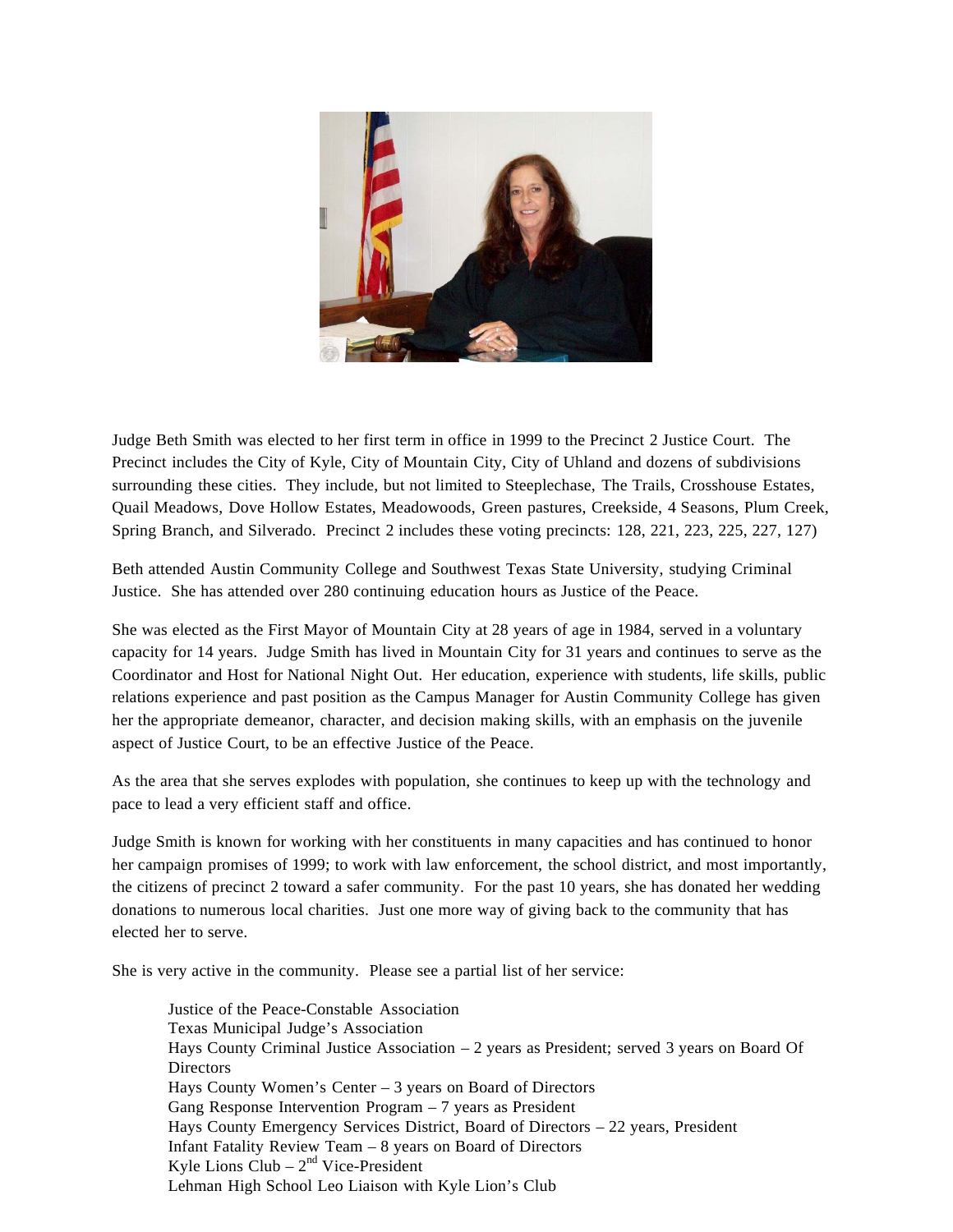Judge Beth Smith was elected to her first term in office in 1999 to the Precinct 2 Justice Court. The Precinct includes the City of Kyle, City of Mountain City, City of Uhland and dozens of subdivisions surrounding these cities. They include, but not limited to Steeplechase, The Trails, Crosshouse Estates, Quail Meadows, Dove Hollow Estates, Meadowoods, Green pastures, Creekside, 4 Seasons, Plum Creek, Spring Branch, and Silverado. Precinct 2 includes these voting precincts: 128, 221, 223, 225, 227, 127)

Beth attended Austin Community College and Southwest Texas State University, studying Criminal Justice. She has attended over 280 continuing education hours as Justice of the Peace.

She was elected as the First Mayor of Mountain City at 28 years of age in 1984, served in a voluntary capacity for 14 years. Judge Smith has lived in Mountain City for 31 years and continues to serve as the Coordinator and Host for National Night Out. Her education, experience with students, life skills, public relations experience and past position as the Campus Manager for Austin Community College has given her the appropriate demeanor, character, and decision making skills, with an emphasis on the juvenile aspect of Justice Court, to be an effective Justice of the Peace.

As the area that she serves explodes with population, she continues to keep up with the technology and pace to lead a very efficient staff and office.

Judge Smith is known for working with her constituents in many capacities and has continued to honor her campaign promises of 1999; to work with law enforcement, the school district, and most importantly, the citizens of precinct 2 toward a safer community. For the past 10 years, she has donated her wedding donations to numerous local charities. Just one more way of giving back to the community that has elected her to serve.

She is very active in the community. Please see a partial list of her service:

- Justice of the Peace-Constable Association
- Texas Municipal Judge's Association
- Hays County Criminal Justice Association – 2 years as President; served 3 years on Board Of Directors
- Hays County Women's Center – 3 years on Board of Directors
- Gang Response Intervention Program – 7 years as President
- Hays County Emergency Services District, Board of Directors – 22 years, President
- Infant Fatality Review Team – 8 years on Board of Directors
- Kyle Lions Club – 2nd Vice-President
- Lehman High School Leo Liaison with Kyle Lion's Club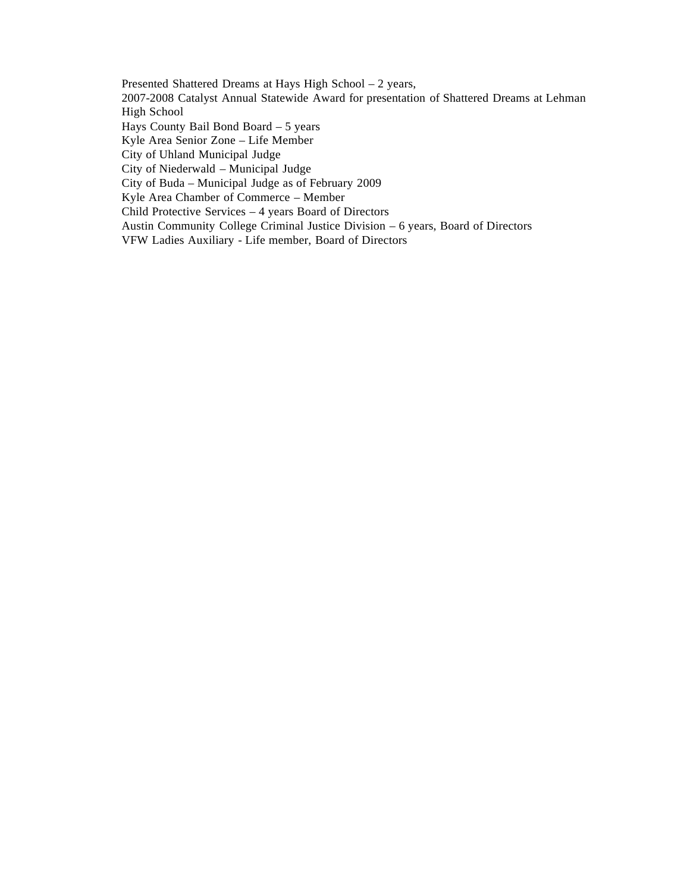Presented Shattered Dreams at Hays High School – 2 years,
2007-2008 Catalyst Annual Statewide Award for presentation of Shattered Dreams at Lehman High School
Hays County Bail Bond Board – 5 years
Kyle Area Senior Zone – Life Member
City of Uhland Municipal Judge
City of Niederwald – Municipal Judge
City of Buda – Municipal Judge as of February 2009
Kyle Area Chamber of Commerce – Member
Child Protective Services – 4 years Board of Directors
Austin Community College Criminal Justice Division – 6 years, Board of Directors
VFW Ladies Auxiliary - Life member, Board of Directors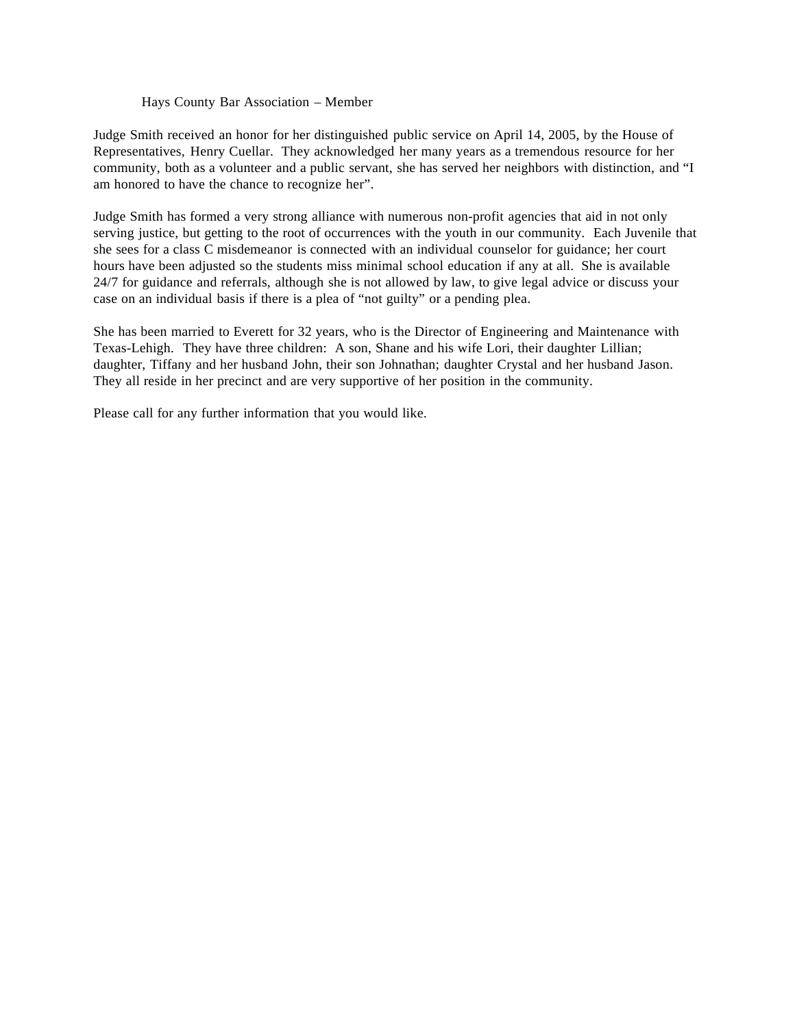Hays County Bar Association – Member

Judge Smith received an honor for her distinguished public service on April 14, 2005, by the House of Representatives, Henry Cuellar. They acknowledged her many years as a tremendous resource for her community, both as a volunteer and a public servant, she has served her neighbors with distinction, and "I am honored to have the chance to recognize her".

Judge Smith has formed a very strong alliance with numerous non-profit agencies that aid in not only serving justice, but getting to the root of occurrences with the youth in our community. Each Juvenile that she sees for a class C misdemeanor is connected with an individual counselor for guidance; her court hours have been adjusted so the students miss minimal school education if any at all. She is available 24/7 for guidance and referrals, although she is not allowed by law, to give legal advice or discuss your case on an individual basis if there is a plea of "not guilty" or a pending plea.

She has been married to Everett for 32 years, who is the Director of Engineering and Maintenance with Texas-Lehigh. They have three children: A son, Shane and his wife Lori, their daughter Lillian; daughter, Tiffany and her husband John, their son Johnathan; daughter Crystal and her husband Jason. They all reside in her precinct and are very supportive of her position in the community.

Please call for any further information that you would like.